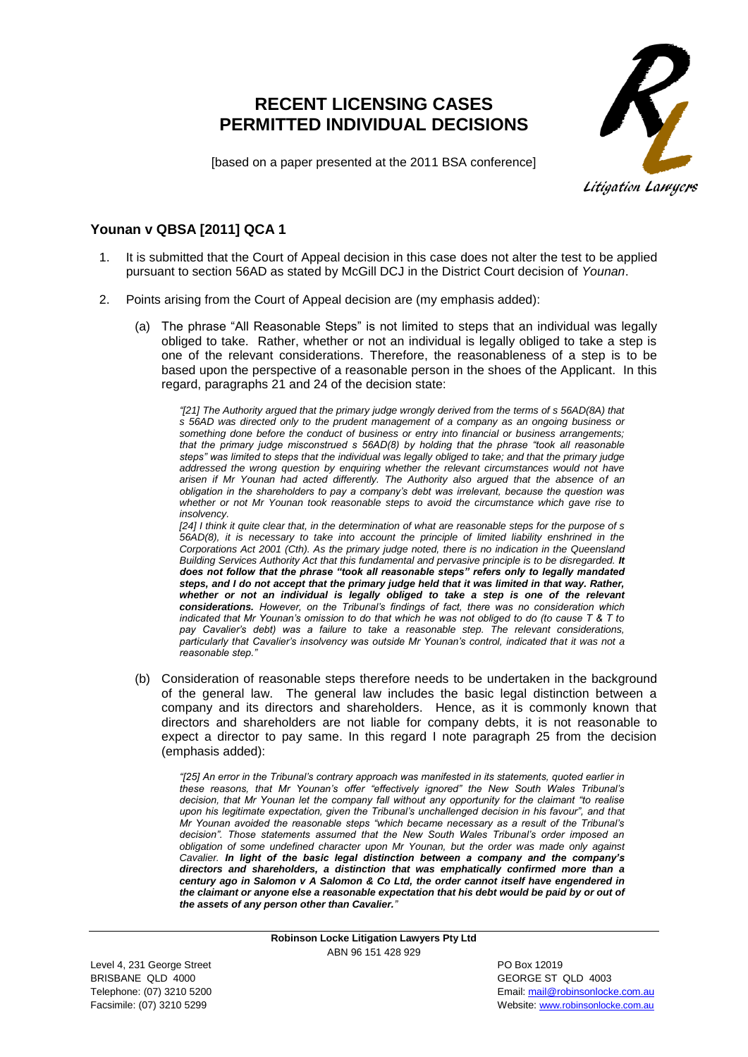# RECENT LICENSING CASES
# PERMITTED INDIVIDUAL DECISIONS

[based on a paper presented at the 2011 BSA conference]

## Younan v QBSA [2011] QCA 1

1. It is submitted that the Court of Appeal decision in this case does not alter the test to be applied pursuant to section 56AD as stated by McGill DCJ in the District Court decision of *Younan*.

2. Points arising from the Court of Appeal decision are (my emphasis added):

   (a) The phrase "All Reasonable Steps" is not limited to steps that an individual was legally obliged to take. Rather, whether or not an individual is legally obliged to take a step is one of the relevant considerations. Therefore, the reasonableness of a step is to be based upon the perspective of a reasonable person in the shoes of the Applicant. In this regard, paragraphs 21 and 24 of the decision state:

   > *"[21] The Authority argued that the primary judge wrongly derived from the terms of s 56AD(8A) that s 56AD was directed only to the prudent management of a company as an ongoing business or something done before the conduct of business or entry into financial or business arrangements; that the primary judge misconstrued s 56AD(8) by holding that the phrase "took all reasonable steps" was limited to steps that the individual was legally obliged to take; and that the primary judge addressed the wrong question by enquiring whether the relevant circumstances would not have arisen if Mr Younan had acted differently. The Authority also argued that the absence of an obligation in the shareholders to pay a company's debt was irrelevant, because the question was whether or not Mr Younan took reasonable steps to avoid the circumstance which gave rise to insolvency.*
   >
   > *[24] I think it quite clear that, in the determination of what are reasonable steps for the purpose of s 56AD(8), it is necessary to take into account the principle of limited liability enshrined in the Corporations Act 2001 (Cth). As the primary judge noted, there is no indication in the Queensland Building Services Authority Act that this fundamental and pervasive principle is to be disregarded.* ***It does not follow that the phrase "took all reasonable steps" refers only to legally mandated steps, and I do not accept that the primary judge held that it was limited in that way. Rather, whether or not an individual is legally obliged to take a step is one of the relevant considerations.*** *However, on the Tribunal's findings of fact, there was no consideration which indicated that Mr Younan's omission to do that which he was not obliged to do (to cause T & T to pay Cavalier's debt) was a failure to take a reasonable step. The relevant considerations, particularly that Cavalier's insolvency was outside Mr Younan's control, indicated that it was not a reasonable step."*

   (b) Consideration of reasonable steps therefore needs to be undertaken in the background of the general law. The general law includes the basic legal distinction between a company and its directors and shareholders. Hence, as it is commonly known that directors and shareholders are not liable for company debts, it is not reasonable to expect a director to pay same. In this regard I note paragraph 25 from the decision (emphasis added):

   > *"[25] An error in the Tribunal's contrary approach was manifested in its statements, quoted earlier in these reasons, that Mr Younan's offer "effectively ignored" the New South Wales Tribunal's decision, that Mr Younan let the company fall without any opportunity for the claimant "to realise upon his legitimate expectation, given the Tribunal's unchallenged decision in his favour", and that Mr Younan avoided the reasonable steps "which became necessary as a result of the Tribunal's decision". Those statements assumed that the New South Wales Tribunal's order imposed an obligation of some undefined character upon Mr Younan, but the order was made only against Cavalier.* ***In light of the basic legal distinction between a company and the company's directors and shareholders, a distinction that was emphatically confirmed more than a century ago in Salomon v A Salomon & Co Ltd, the order cannot itself have engendered in the claimant or anyone else a reasonable expectation that his debt would be paid by or out of the assets of any person other than Cavalier."***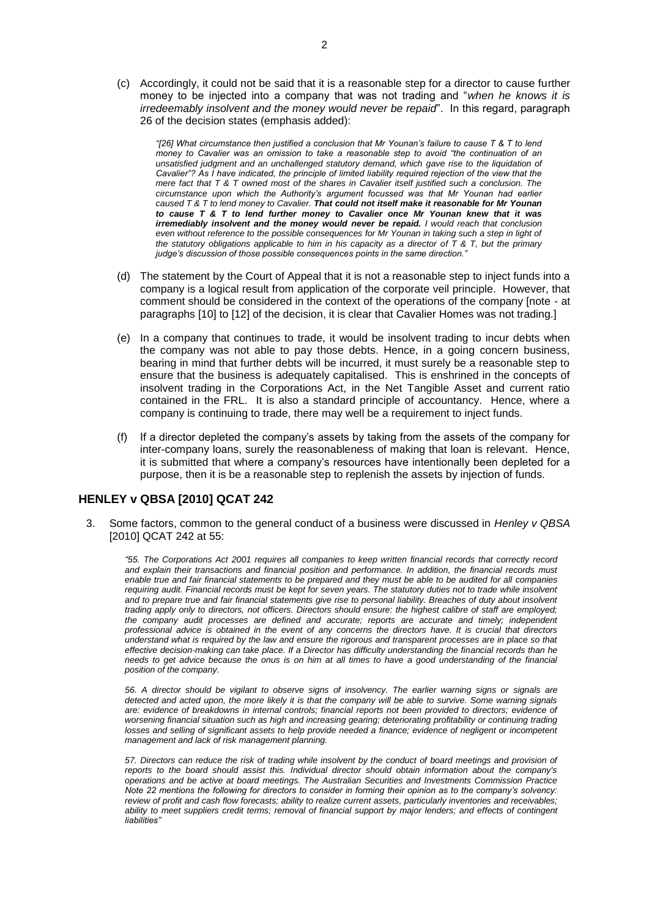(c) Accordingly, it could not be said that it is a reasonable step for a director to cause further money to be injected into a company that was not trading and "*when he knows it is irredeemably insolvent and the money would never be repaid*". In this regard, paragraph 26 of the decision states (emphasis added):

> *"[26] What circumstance then justified a conclusion that Mr Younan's failure to cause T & T to lend money to Cavalier was an omission to take a reasonable step to avoid "the continuation of an unsatisfied judgment and an unchallenged statutory demand, which gave rise to the liquidation of Cavalier"? As I have indicated, the principle of limited liability required rejection of the view that the mere fact that T & T owned most of the shares in Cavalier itself justified such a conclusion. The circumstance upon which the Authority's argument focussed was that Mr Younan had earlier caused T & T to lend money to Cavalier.* ***That could not itself make it reasonable for Mr Younan to cause T & T to lend further money to Cavalier once Mr Younan knew that it was irremediably insolvent and the money would never be repaid.*** *I would reach that conclusion even without reference to the possible consequences for Mr Younan in taking such a step in light of the statutory obligations applicable to him in his capacity as a director of T & T, but the primary judge's discussion of those possible consequences points in the same direction."*

(d) The statement by the Court of Appeal that it is not a reasonable step to inject funds into a company is a logical result from application of the corporate veil principle. However, that comment should be considered in the context of the operations of the company [note - at paragraphs [10] to [12] of the decision, it is clear that Cavalier Homes was not trading.]

(e) In a company that continues to trade, it would be insolvent trading to incur debts when the company was not able to pay those debts. Hence, in a going concern business, bearing in mind that further debts will be incurred, it must surely be a reasonable step to ensure that the business is adequately capitalised. This is enshrined in the concepts of insolvent trading in the Corporations Act, in the Net Tangible Asset and current ratio contained in the FRL. It is also a standard principle of accountancy. Hence, where a company is continuing to trade, there may well be a requirement to inject funds.

(f) If a director depleted the company's assets by taking from the assets of the company for inter-company loans, surely the reasonableness of making that loan is relevant. Hence, it is submitted that where a company's resources have intentionally been depleted for a purpose, then it is be a reasonable step to replenish the assets by injection of funds.

## HENLEY v QBSA [2010] QCAT 242

3. Some factors, common to the general conduct of a business were discussed in *Henley v QBSA* [2010] QCAT 242 at 55:

> *"55. The Corporations Act 2001 requires all companies to keep written financial records that correctly record and explain their transactions and financial position and performance. In addition, the financial records must enable true and fair financial statements to be prepared and they must be able to be audited for all companies requiring audit. Financial records must be kept for seven years. The statutory duties not to trade while insolvent and to prepare true and fair financial statements give rise to personal liability. Breaches of duty about insolvent trading apply only to directors, not officers. Directors should ensure: the highest calibre of staff are employed; the company audit processes are defined and accurate; reports are accurate and timely; independent professional advice is obtained in the event of any concerns the directors have. It is crucial that directors understand what is required by the law and ensure the rigorous and transparent processes are in place so that effective decision-making can take place. If a Director has difficulty understanding the financial records than he needs to get advice because the onus is on him at all times to have a good understanding of the financial position of the company.*
>
> *56. A director should be vigilant to observe signs of insolvency. The earlier warning signs or signals are detected and acted upon, the more likely it is that the company will be able to survive. Some warning signals are: evidence of breakdowns in internal controls; financial reports not been provided to directors; evidence of worsening financial situation such as high and increasing gearing; deteriorating profitability or continuing trading losses and selling of significant assets to help provide needed a finance; evidence of negligent or incompetent management and lack of risk management planning.*
>
> *57. Directors can reduce the risk of trading while insolvent by the conduct of board meetings and provision of reports to the board should assist this. Individual director should obtain information about the company's operations and be active at board meetings. The Australian Securities and Investments Commission Practice Note 22 mentions the following for directors to consider in forming their opinion as to the company's solvency: review of profit and cash flow forecasts; ability to realize current assets, particularly inventories and receivables; ability to meet suppliers credit terms; removal of financial support by major lenders; and effects of contingent liabilities"*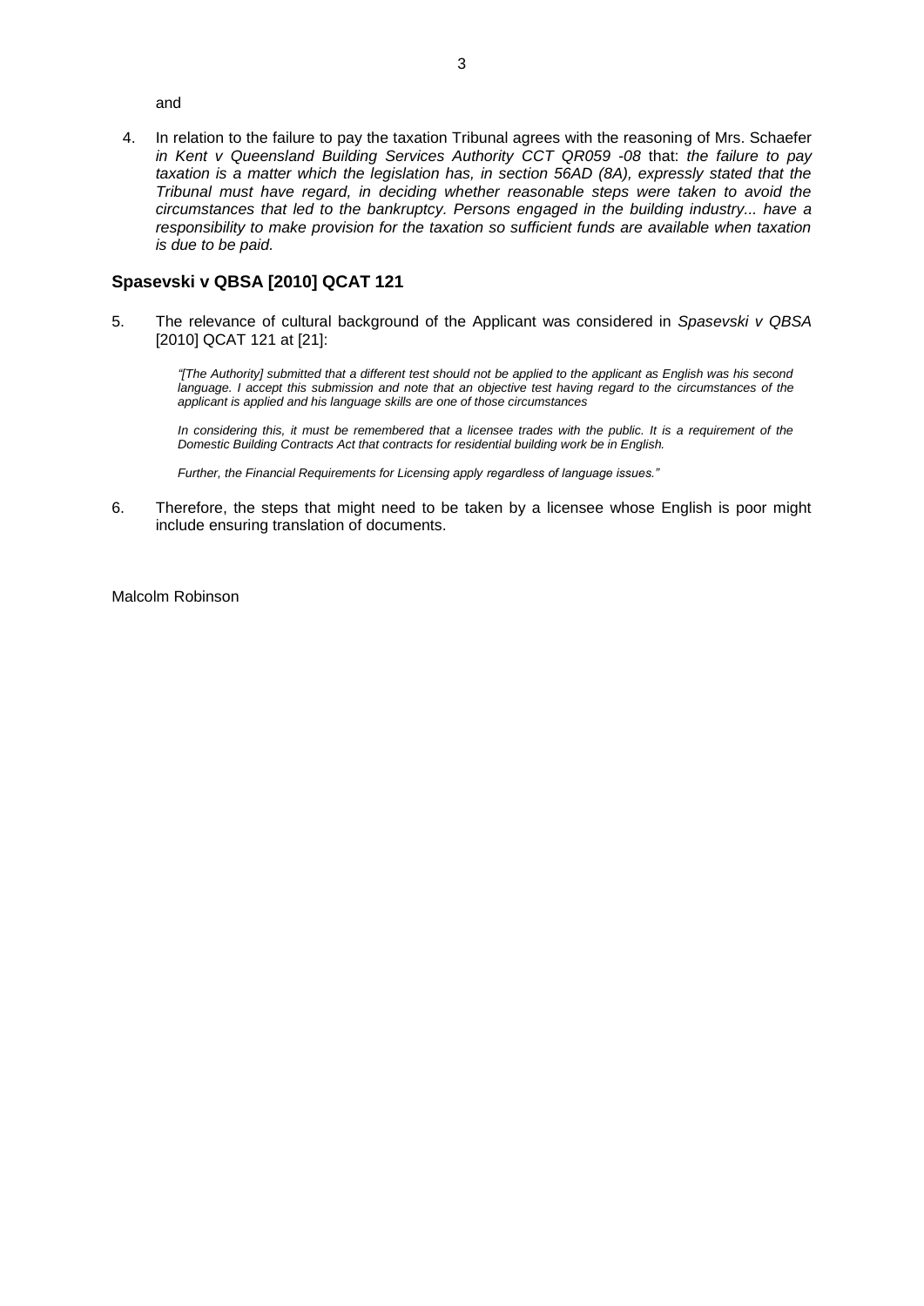and

4. In relation to the failure to pay the taxation Tribunal agrees with the reasoning of Mrs. Schaefer *in Kent v Queensland Building Services Authority CCT QR059 -08* that: *the failure to pay taxation is a matter which the legislation has, in section 56AD (8A), expressly stated that the Tribunal must have regard, in deciding whether reasonable steps were taken to avoid the circumstances that led to the bankruptcy. Persons engaged in the building industry... have a responsibility to make provision for the taxation so sufficient funds are available when taxation is due to be paid.*

## Spasevski v QBSA [2010] QCAT 121

5. The relevance of cultural background of the Applicant was considered in *Spasevski v QBSA* [2010] QCAT 121 at [21]:

   > *"[The Authority] submitted that a different test should not be applied to the applicant as English was his second language. I accept this submission and note that an objective test having regard to the circumstances of the applicant is applied and his language skills are one of those circumstances*
   >
   > *In considering this, it must be remembered that a licensee trades with the public. It is a requirement of the Domestic Building Contracts Act that contracts for residential building work be in English.*
   >
   > *Further, the Financial Requirements for Licensing apply regardless of language issues."*

6. Therefore, the steps that might need to be taken by a licensee whose English is poor might include ensuring translation of documents.

Malcolm Robinson